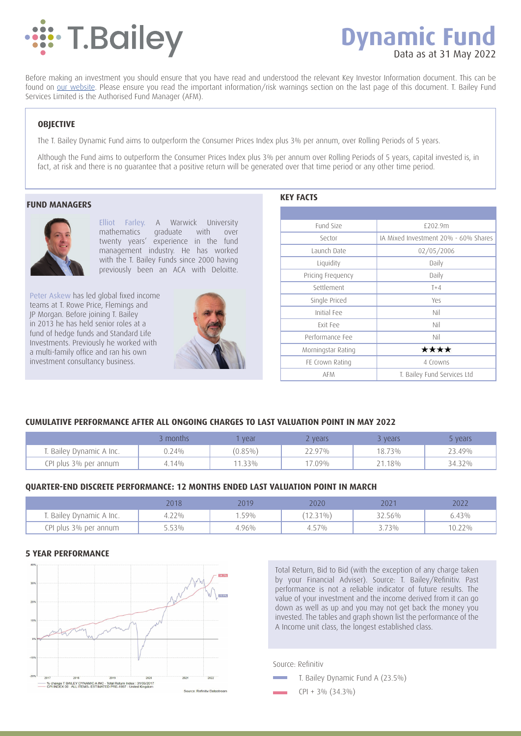# T.Bailey

# Dynamic Fund

Data as at 31 May 2022

Before making an investment you should ensure that you have read and understood the relevant Key Investor Information document. This can be found on our website. Please ensure you read the important information/risk warnings section on the last page of this document. T. Bailey Fund Services Limited is the Authorised Fund Manager (AFM).

## OBJECTIVE

The T. Bailey Dynamic Fund aims to outperform the Consumer Prices Index plus 3% per annum, over Rolling Periods of 5 years.

Although the Fund aims to outperform the Consumer Prices Index plus 3% per annum over Rolling Periods of 5 years, capital invested is, in fact, at risk and there is no guarantee that a positive return will be generated over that time period or any other time period.

## FUND MANAGERS

Elliot Farley. A Warwick University mathematics graduate with over twenty years' experience in the fund management industry. He has worked with the T. Bailey Funds since 2000 having previously been an ACA with Deloitte.

Peter Askew has led global fixed income teams at T. Rowe Price, Flemings and JP Morgan. Before joining T. Bailey in 2013 he has held senior roles at a fund of hedge funds and Standard Life Investments. Previously he worked with a multi-family office and ran his own investment consultancy business.

## KEY FACTS

| | |
|---|---|
| Fund Size | £202.9m |
| Sector | IA Mixed Investment 20% - 60% Shares |
| Launch Date | 02/05/2006 |
| Liquidity | Daily |
| Pricing Frequency | Daily |
| Settlement | T+4 |
| Single Priced | Yes |
| Initial Fee | Nil |
| Exit Fee | Nil |
| Performance Fee | Nil |
| Morningstar Rating | ★★★★ |
| FE Crown Rating | 4 Crowns |
| AFM | T. Bailey Fund Services Ltd |

## CUMULATIVE PERFORMANCE AFTER ALL ONGOING CHARGES TO LAST VALUATION POINT IN MAY 2022

| | 3 months | 1 year | 2 years | 3 years | 5 years |
|---|---|---|---|---|---|
| T. Bailey Dynamic A Inc. | 0.24% | (0.85%) | 22.97% | 18.73% | 23.49% |
| CPI plus 3% per annum | 4.14% | 11.33% | 17.09% | 21.18% | 34.32% |

## QUARTER-END DISCRETE PERFORMANCE: 12 MONTHS ENDED LAST VALUATION POINT IN MARCH

| | 2018 | 2019 | 2020 | 2021 | 2022 |
|---|---|---|---|---|---|
| T. Bailey Dynamic A Inc. | 4.22% | 1.59% | (12.31%) | 32.56% | 6.43% |
| CPI plus 3% per annum | 5.53% | 4.96% | 4.57% | 3.73% | 10.22% |

## 5 YEAR PERFORMANCE

Total Return, Bid to Bid (with the exception of any charge taken by your Financial Adviser). Source: T. Bailey/Refinitiv. Past performance is not a reliable indicator of future results. The value of your investment and the income derived from it can go down as well as up and you may not get back the money you invested. The tables and graph shown list the performance of the A Income unit class, the longest established class.

Source: Refinitiv

- T. Bailey Dynamic Fund A (23.5%)
- CPI + 3% (34.3%)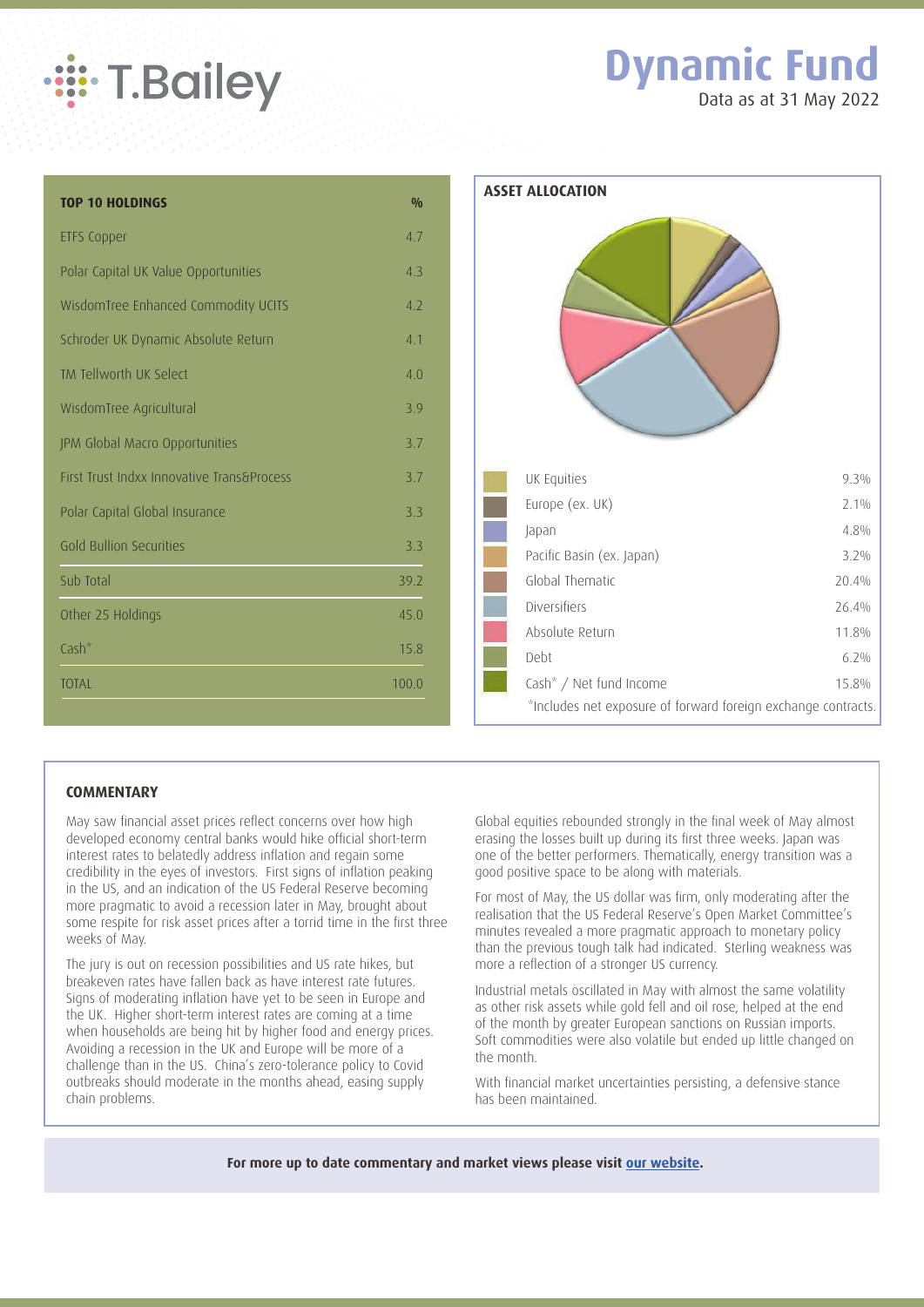# Dynamic Fund

Data as at 31 May 2022

| TOP 10 HOLDINGS | % |
|---|---|
| ETFS Copper | 4.7 |
| Polar Capital UK Value Opportunities | 4.3 |
| WisdomTree Enhanced Commodity UCITS | 4.2 |
| Schroder UK Dynamic Absolute Return | 4.1 |
| TM Tellworth UK Select | 4.0 |
| WisdomTree Agricultural | 3.9 |
| JPM Global Macro Opportunities | 3.7 |
| First Trust Indxx Innovative Trans&Process | 3.7 |
| Polar Capital Global Insurance | 3.3 |
| Gold Bullion Securities | 3.3 |
| Sub Total | 39.2 |
| Other 25 Holdings | 45.0 |
| Cash* | 15.8 |
| TOTAL | 100.0 |

## ASSET ALLOCATION

| Asset | % |
|---|---|
| UK Equities | 9.3% |
| Europe (ex. UK) | 2.1% |
| Japan | 4.8% |
| Pacific Basin (ex. Japan) | 3.2% |
| Global Thematic | 20.4% |
| Diversifiers | 26.4% |
| Absolute Return | 11.8% |
| Debt | 6.2% |
| Cash* / Net fund Income | 15.8% |

*Includes net exposure of forward foreign exchange contracts.

## COMMENTARY

May saw financial asset prices reflect concerns over how high developed economy central banks would hike official short-term interest rates to belatedly address inflation and regain some credibility in the eyes of investors. First signs of inflation peaking in the US, and an indication of the US Federal Reserve becoming more pragmatic to avoid a recession later in May, brought about some respite for risk asset prices after a torrid time in the first three weeks of May.

The jury is out on recession possibilities and US rate hikes, but breakeven rates have fallen back as have interest rate futures. Signs of moderating inflation have yet to be seen in Europe and the UK. Higher short-term interest rates are coming at a time when households are being hit by higher food and energy prices. Avoiding a recession in the UK and Europe will be more of a challenge than in the US. China's zero-tolerance policy to Covid outbreaks should moderate in the months ahead, easing supply chain problems.

Global equities rebounded strongly in the final week of May almost erasing the losses built up during its first three weeks. Japan was one of the better performers. Thematically, energy transition was a good positive space to be along with materials.

For most of May, the US dollar was firm, only moderating after the realisation that the US Federal Reserve's Open Market Committee's minutes revealed a more pragmatic approach to monetary policy than the previous tough talk had indicated. Sterling weakness was more a reflection of a stronger US currency.

Industrial metals oscillated in May with almost the same volatility as other risk assets while gold fell and oil rose, helped at the end of the month by greater European sanctions on Russian imports. Soft commodities were also volatile but ended up little changed on the month.

With financial market uncertainties persisting, a defensive stance has been maintained.

**For more up to date commentary and market views please visit our website.**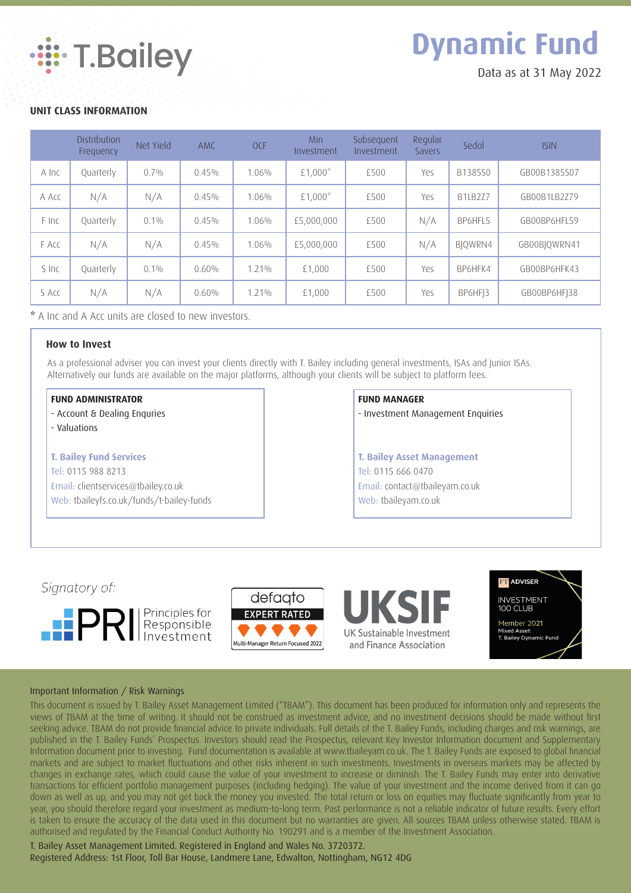# Dynamic Fund

Data as at 31 May 2022

## UNIT CLASS INFORMATION

| | Distribution Frequency | Net Yield | AMC | OCF | Min Investment | Subsequent Investment | Regular Savers | Sedol | ISIN |
|---|---|---|---|---|---|---|---|---|---|
| A Inc | Quarterly | 0.7% | 0.45% | 1.06% | £1,000* | £500 | Yes | B1385S0 | GB00B1385S07 |
| A Acc | N/A | N/A | 0.45% | 1.06% | £1,000* | £500 | Yes | B1LB2Z7 | GB00B1LB2Z79 |
| F Inc | Quarterly | 0.1% | 0.45% | 1.06% | £5,000,000 | £500 | N/A | BP6HFL5 | GB00BP6HFL59 |
| F Acc | N/A | N/A | 0.45% | 1.06% | £5,000,000 | £500 | N/A | BJQWRN4 | GB00BJQWRN41 |
| S Inc | Quarterly | 0.1% | 0.60% | 1.21% | £1,000 | £500 | Yes | BP6HFK4 | GB00BP6HFK43 |
| S Acc | N/A | N/A | 0.60% | 1.21% | £1,000 | £500 | Yes | BP6HFJ3 | GB00BP6HFJ38 |

* A Inc and A Acc units are closed to new investors.

### How to Invest

As a professional adviser you can invest your clients directly with T. Bailey including general investments, ISAs and Junior ISAs. Alternatively our funds are available on the major platforms, although your clients will be subject to platform fees.

**FUND ADMINISTRATOR**

- Account & Dealing Enquiries
- Valuations

**T. Bailey Fund Services**
Tel: 0115 988 8213
Email: clientservices@tbailey.co.uk
Web: tbaileyfs.co.uk/funds/t-bailey-funds

**FUND MANAGER**

- Investment Management Enquiries

**T. Bailey Asset Management**
Tel: 0115 666 0470
Email: contact@tbaileyam.co.uk
Web: tbaileyam.co.uk

*Signatory of:*

PRI Principles for Responsible Investment

defaqto EXPERT RATED Multi-Manager Return Focused 2022

UKSIF UK Sustainable Investment and Finance Association

FT ADVISER INVESTMENT 100 CLUB Member 2021 Mixed Asset: T. Bailey Dynamic Fund

Important Information / Risk Warnings

This document is issued by T. Bailey Asset Management Limited ("TBAM"). This document has been produced for information only and represents the views of TBAM at the time of writing. It should not be construed as investment advice, and no investment decisions should be made without first seeking advice. TBAM do not provide financial advice to private individuals. Full details of the T. Bailey Funds, including charges and risk warnings, are published in the T. Bailey Funds' Prospectus. Investors should read the Prospectus, relevant Key Investor Information document and Supplementary Information document prior to investing. Fund documentation is available at www.tbaileyam.co.uk. The T. Bailey Funds are exposed to global financial markets and are subject to market fluctuations and other risks inherent in such investments. Investments in overseas markets may be affected by changes in exchange rates, which could cause the value of your investment to increase or diminish. The T. Bailey Funds may enter into derivative transactions for efficient portfolio management purposes (including hedging). The value of your investment and the income derived from it can go down as well as up, and you may not get back the money you invested. The total return or loss on equities may fluctuate significantly from year to year, you should therefore regard your investment as medium-to-long term. Past performance is not a reliable indicator of future results. Every effort is taken to ensure the accuracy of the data used in this document but no warranties are given. All sources TBAM unless otherwise stated. TBAM is authorised and regulated by the Financial Conduct Authority No. 190291 and is a member of the Investment Association.

T. Bailey Asset Management Limited. Registered in England and Wales No. 3720372.
Registered Address: 1st Floor, Toll Bar House, Landmere Lane, Edwalton, Nottingham, NG12 4DG